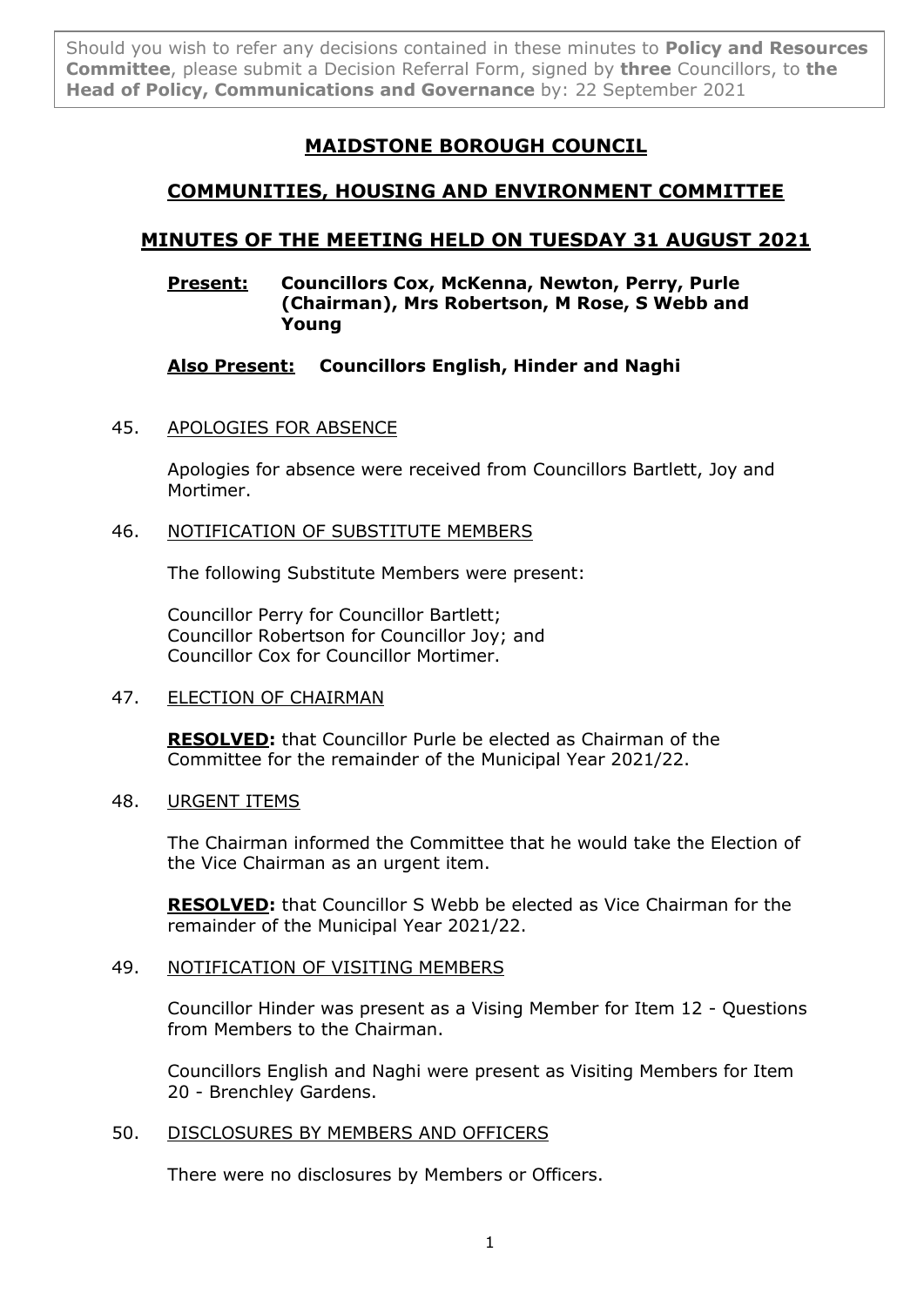Should you wish to refer any decisions contained in these minutes to **Policy and Resources Committee**, please submit a Decision Referral Form, signed by **three** Councillors, to **the Head of Policy, Communications and Governance** by: 22 September 2021

# MAIDSTONE BOROUGH COUNCIL

## COMMUNITIES, HOUSING AND ENVIRONMENT COMMITTEE

## MINUTES OF THE MEETING HELD ON TUESDAY 31 AUGUST 2021

**Present: Councillors Cox, McKenna, Newton, Perry, Purle (Chairman), Mrs Robertson, M Rose, S Webb and Young**

**Also Present: Councillors English, Hinder and Naghi**

45. APOLOGIES FOR ABSENCE

    Apologies for absence were received from Councillors Bartlett, Joy and Mortimer.

46. NOTIFICATION OF SUBSTITUTE MEMBERS

    The following Substitute Members were present:

    Councillor Perry for Councillor Bartlett;
    Councillor Robertson for Councillor Joy; and
    Councillor Cox for Councillor Mortimer.

47. ELECTION OF CHAIRMAN

    **RESOLVED:** that Councillor Purle be elected as Chairman of the Committee for the remainder of the Municipal Year 2021/22.

48. URGENT ITEMS

    The Chairman informed the Committee that he would take the Election of the Vice Chairman as an urgent item.

    **RESOLVED:** that Councillor S Webb be elected as Vice Chairman for the remainder of the Municipal Year 2021/22.

49. NOTIFICATION OF VISITING MEMBERS

    Councillor Hinder was present as a Vising Member for Item 12 - Questions from Members to the Chairman.

    Councillors English and Naghi were present as Visiting Members for Item 20 - Brenchley Gardens.

50. DISCLOSURES BY MEMBERS AND OFFICERS

    There were no disclosures by Members or Officers.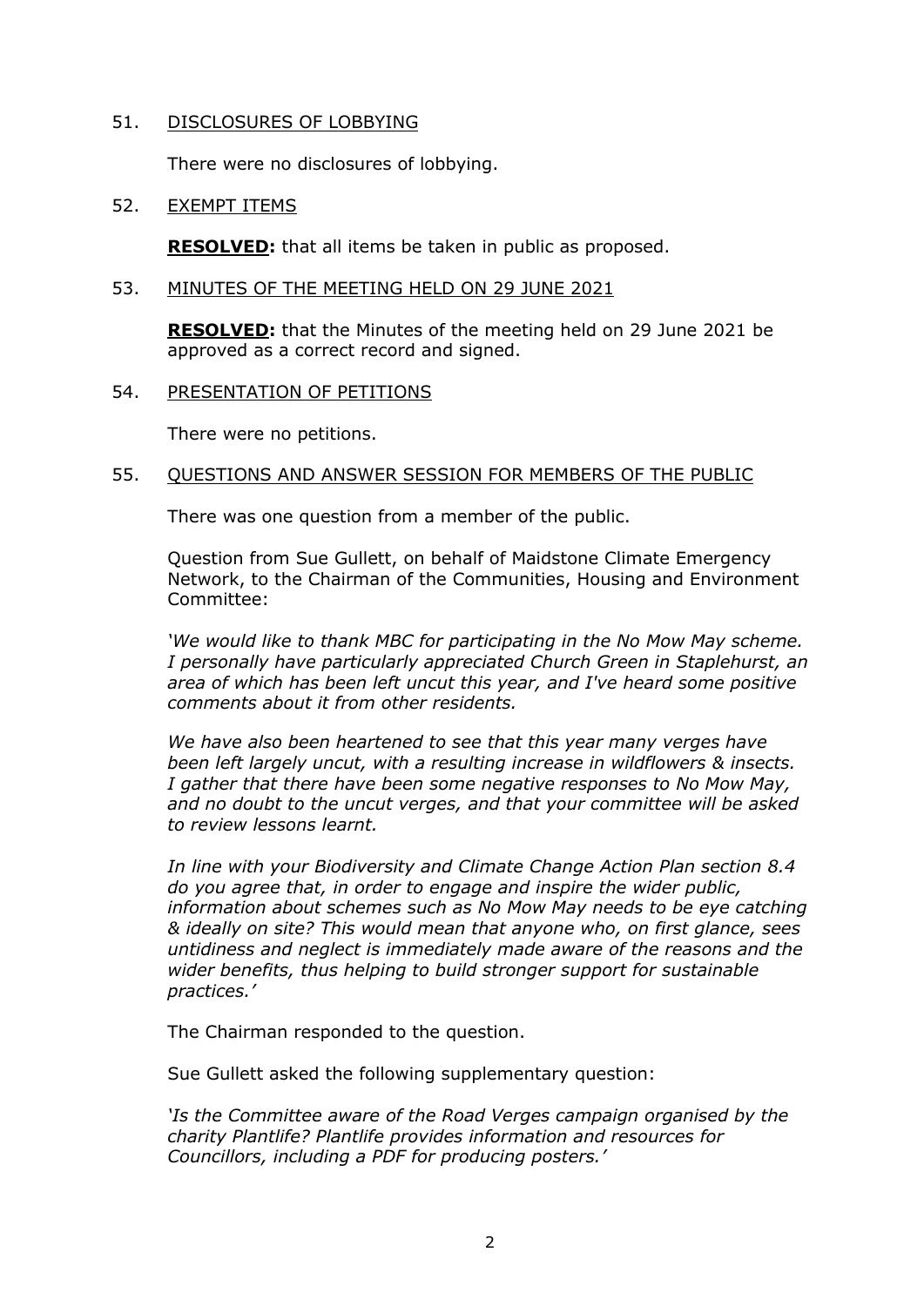## 51. DISCLOSURES OF LOBBYING

There were no disclosures of lobbying.

## 52. EXEMPT ITEMS

**RESOLVED:** that all items be taken in public as proposed.

## 53. MINUTES OF THE MEETING HELD ON 29 JUNE 2021

**RESOLVED:** that the Minutes of the meeting held on 29 June 2021 be approved as a correct record and signed.

## 54. PRESENTATION OF PETITIONS

There were no petitions.

## 55. QUESTIONS AND ANSWER SESSION FOR MEMBERS OF THE PUBLIC

There was one question from a member of the public.

Question from Sue Gullett, on behalf of Maidstone Climate Emergency Network, to the Chairman of the Communities, Housing and Environment Committee:

*'We would like to thank MBC for participating in the No Mow May scheme. I personally have particularly appreciated Church Green in Staplehurst, an area of which has been left uncut this year, and I've heard some positive comments about it from other residents.*

*We have also been heartened to see that this year many verges have been left largely uncut, with a resulting increase in wildflowers & insects. I gather that there have been some negative responses to No Mow May, and no doubt to the uncut verges, and that your committee will be asked to review lessons learnt.*

*In line with your Biodiversity and Climate Change Action Plan section 8.4 do you agree that, in order to engage and inspire the wider public, information about schemes such as No Mow May needs to be eye catching & ideally on site? This would mean that anyone who, on first glance, sees untidiness and neglect is immediately made aware of the reasons and the wider benefits, thus helping to build stronger support for sustainable practices.'*

The Chairman responded to the question.

Sue Gullett asked the following supplementary question:

*'Is the Committee aware of the Road Verges campaign organised by the charity Plantlife? Plantlife provides information and resources for Councillors, including a PDF for producing posters.'*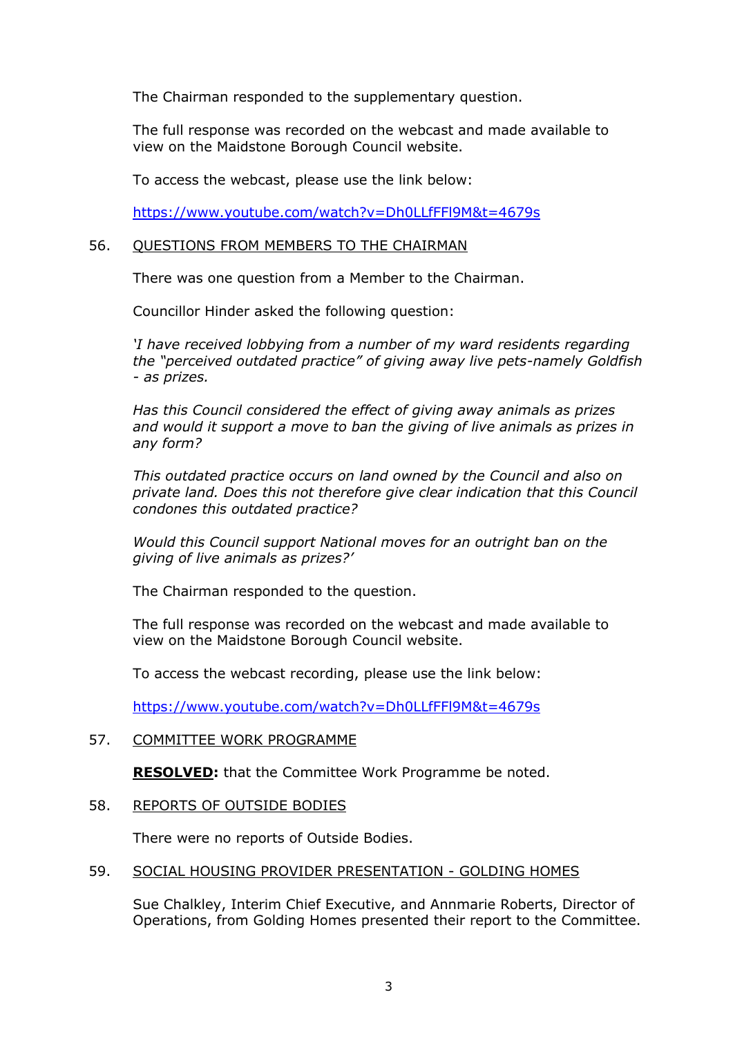The Chairman responded to the supplementary question.

The full response was recorded on the webcast and made available to view on the Maidstone Borough Council website.

To access the webcast, please use the link below:

https://www.youtube.com/watch?v=Dh0LLfFFl9M&t=4679s

## 56. QUESTIONS FROM MEMBERS TO THE CHAIRMAN

There was one question from a Member to the Chairman.

Councillor Hinder asked the following question:

*'I have received lobbying from a number of my ward residents regarding the "perceived outdated practice" of giving away live pets-namely Goldfish - as prizes.*

*Has this Council considered the effect of giving away animals as prizes and would it support a move to ban the giving of live animals as prizes in any form?*

*This outdated practice occurs on land owned by the Council and also on private land. Does this not therefore give clear indication that this Council condones this outdated practice?*

*Would this Council support National moves for an outright ban on the giving of live animals as prizes?'*

The Chairman responded to the question.

The full response was recorded on the webcast and made available to view on the Maidstone Borough Council website.

To access the webcast recording, please use the link below:

https://www.youtube.com/watch?v=Dh0LLfFFl9M&t=4679s

## 57. COMMITTEE WORK PROGRAMME

**RESOLVED:** that the Committee Work Programme be noted.

## 58. REPORTS OF OUTSIDE BODIES

There were no reports of Outside Bodies.

## 59. SOCIAL HOUSING PROVIDER PRESENTATION - GOLDING HOMES

Sue Chalkley, Interim Chief Executive, and Annmarie Roberts, Director of Operations, from Golding Homes presented their report to the Committee.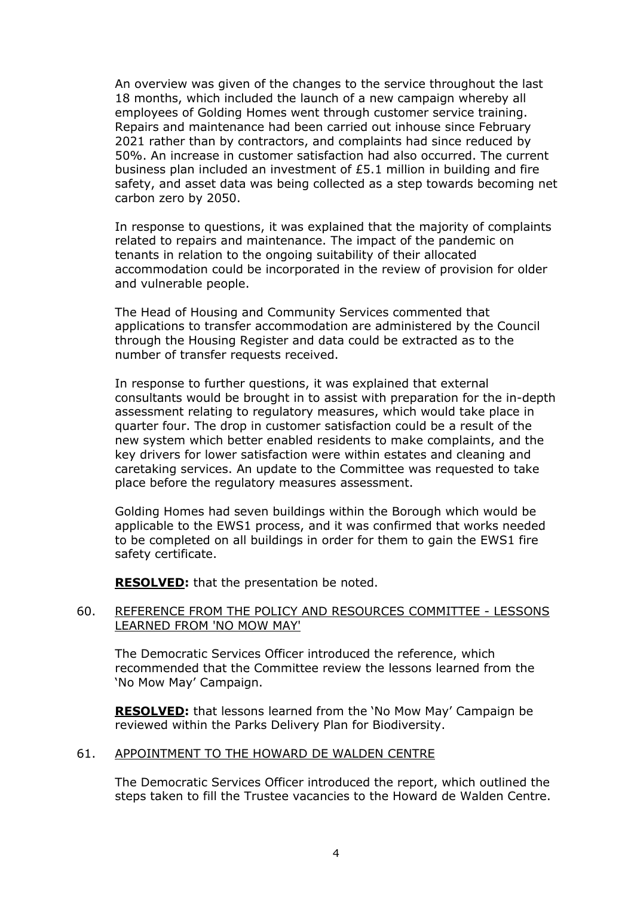An overview was given of the changes to the service throughout the last 18 months, which included the launch of a new campaign whereby all employees of Golding Homes went through customer service training. Repairs and maintenance had been carried out inhouse since February 2021 rather than by contractors, and complaints had since reduced by 50%. An increase in customer satisfaction had also occurred. The current business plan included an investment of £5.1 million in building and fire safety, and asset data was being collected as a step towards becoming net carbon zero by 2050.

In response to questions, it was explained that the majority of complaints related to repairs and maintenance. The impact of the pandemic on tenants in relation to the ongoing suitability of their allocated accommodation could be incorporated in the review of provision for older and vulnerable people.

The Head of Housing and Community Services commented that applications to transfer accommodation are administered by the Council through the Housing Register and data could be extracted as to the number of transfer requests received.

In response to further questions, it was explained that external consultants would be brought in to assist with preparation for the in-depth assessment relating to regulatory measures, which would take place in quarter four. The drop in customer satisfaction could be a result of the new system which better enabled residents to make complaints, and the key drivers for lower satisfaction were within estates and cleaning and caretaking services. An update to the Committee was requested to take place before the regulatory measures assessment.

Golding Homes had seven buildings within the Borough which would be applicable to the EWS1 process, and it was confirmed that works needed to be completed on all buildings in order for them to gain the EWS1 fire safety certificate.

**RESOLVED:** that the presentation be noted.

60. REFERENCE FROM THE POLICY AND RESOURCES COMMITTEE - LESSONS LEARNED FROM 'NO MOW MAY'

The Democratic Services Officer introduced the reference, which recommended that the Committee review the lessons learned from the 'No Mow May' Campaign.

**RESOLVED:** that lessons learned from the 'No Mow May' Campaign be reviewed within the Parks Delivery Plan for Biodiversity.

61. APPOINTMENT TO THE HOWARD DE WALDEN CENTRE

The Democratic Services Officer introduced the report, which outlined the steps taken to fill the Trustee vacancies to the Howard de Walden Centre.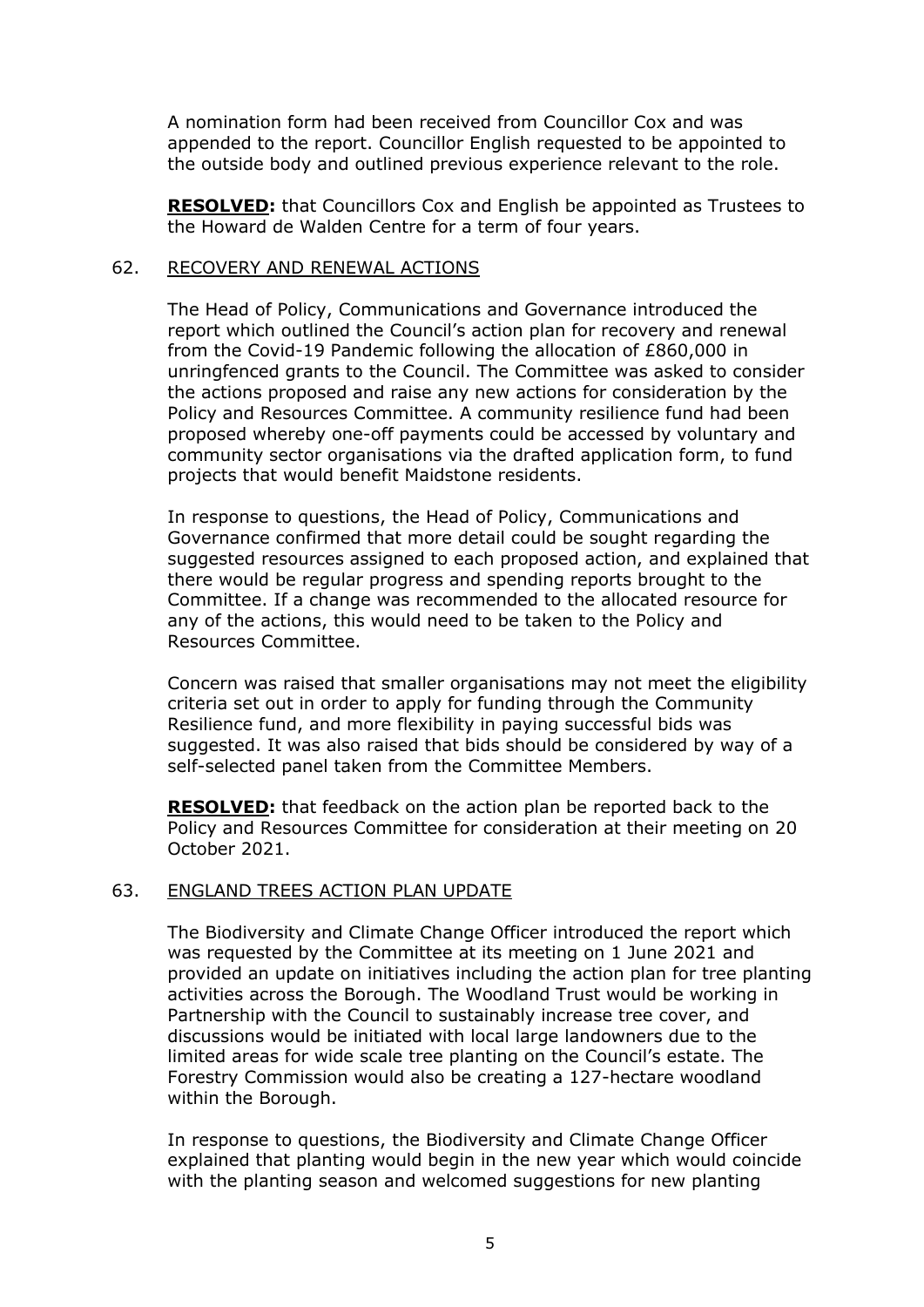A nomination form had been received from Councillor Cox and was appended to the report. Councillor English requested to be appointed to the outside body and outlined previous experience relevant to the role.

**RESOLVED:** that Councillors Cox and English be appointed as Trustees to the Howard de Walden Centre for a term of four years.

## 62. RECOVERY AND RENEWAL ACTIONS

The Head of Policy, Communications and Governance introduced the report which outlined the Council's action plan for recovery and renewal from the Covid-19 Pandemic following the allocation of £860,000 in unringfenced grants to the Council. The Committee was asked to consider the actions proposed and raise any new actions for consideration by the Policy and Resources Committee. A community resilience fund had been proposed whereby one-off payments could be accessed by voluntary and community sector organisations via the drafted application form, to fund projects that would benefit Maidstone residents.

In response to questions, the Head of Policy, Communications and Governance confirmed that more detail could be sought regarding the suggested resources assigned to each proposed action, and explained that there would be regular progress and spending reports brought to the Committee. If a change was recommended to the allocated resource for any of the actions, this would need to be taken to the Policy and Resources Committee.

Concern was raised that smaller organisations may not meet the eligibility criteria set out in order to apply for funding through the Community Resilience fund, and more flexibility in paying successful bids was suggested. It was also raised that bids should be considered by way of a self-selected panel taken from the Committee Members.

**RESOLVED:** that feedback on the action plan be reported back to the Policy and Resources Committee for consideration at their meeting on 20 October 2021.

## 63. ENGLAND TREES ACTION PLAN UPDATE

The Biodiversity and Climate Change Officer introduced the report which was requested by the Committee at its meeting on 1 June 2021 and provided an update on initiatives including the action plan for tree planting activities across the Borough. The Woodland Trust would be working in Partnership with the Council to sustainably increase tree cover, and discussions would be initiated with local large landowners due to the limited areas for wide scale tree planting on the Council's estate. The Forestry Commission would also be creating a 127-hectare woodland within the Borough.

In response to questions, the Biodiversity and Climate Change Officer explained that planting would begin in the new year which would coincide with the planting season and welcomed suggestions for new planting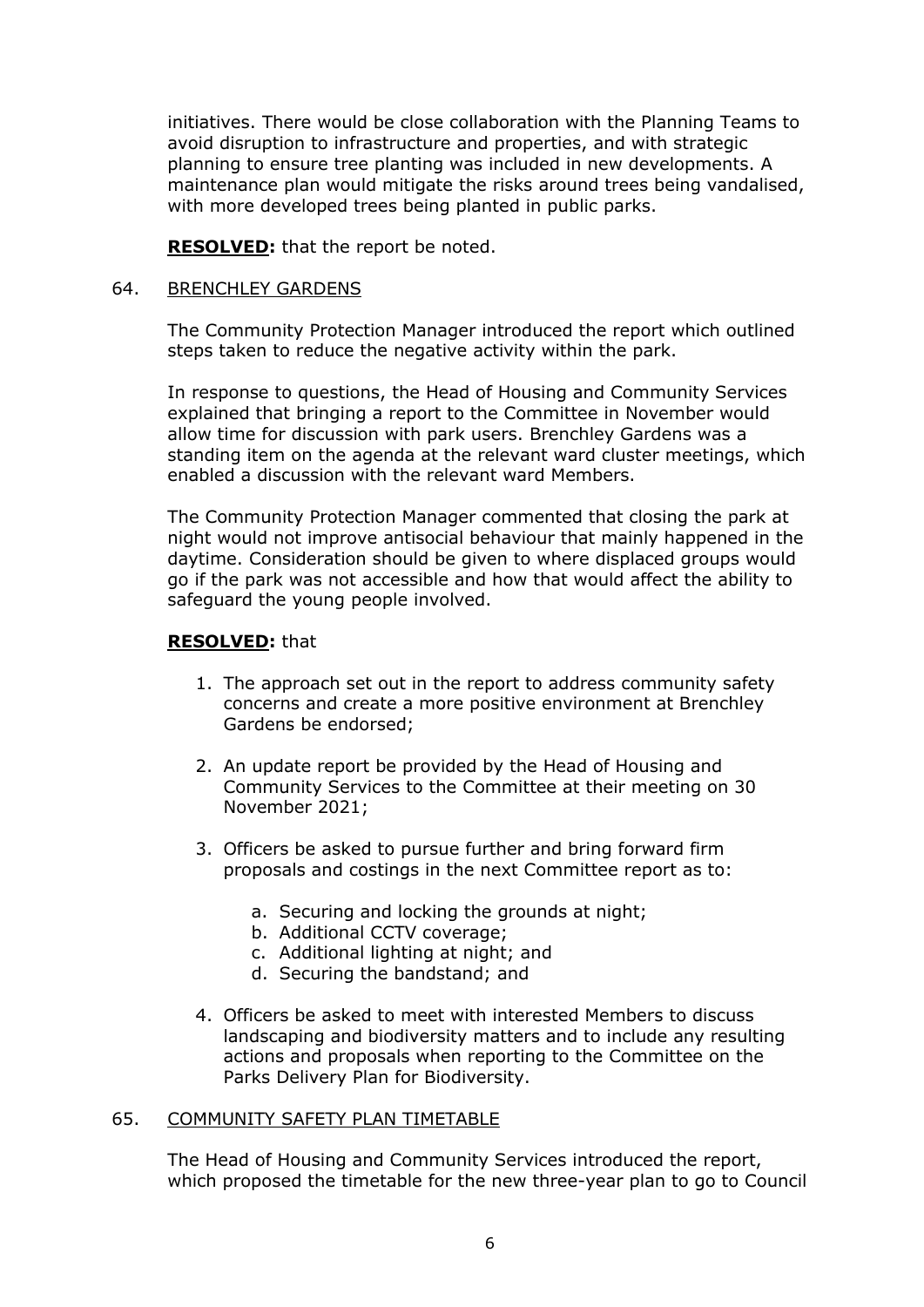initiatives. There would be close collaboration with the Planning Teams to avoid disruption to infrastructure and properties, and with strategic planning to ensure tree planting was included in new developments. A maintenance plan would mitigate the risks around trees being vandalised, with more developed trees being planted in public parks.

**RESOLVED:** that the report be noted.

64. BRENCHLEY GARDENS

The Community Protection Manager introduced the report which outlined steps taken to reduce the negative activity within the park.

In response to questions, the Head of Housing and Community Services explained that bringing a report to the Committee in November would allow time for discussion with park users. Brenchley Gardens was a standing item on the agenda at the relevant ward cluster meetings, which enabled a discussion with the relevant ward Members.

The Community Protection Manager commented that closing the park at night would not improve antisocial behaviour that mainly happened in the daytime. Consideration should be given to where displaced groups would go if the park was not accessible and how that would affect the ability to safeguard the young people involved.

**RESOLVED:** that

1. The approach set out in the report to address community safety concerns and create a more positive environment at Brenchley Gardens be endorsed;

2. An update report be provided by the Head of Housing and Community Services to the Committee at their meeting on 30 November 2021;

3. Officers be asked to pursue further and bring forward firm proposals and costings in the next Committee report as to:

    a. Securing and locking the grounds at night;
    b. Additional CCTV coverage;
    c. Additional lighting at night; and
    d. Securing the bandstand; and

4. Officers be asked to meet with interested Members to discuss landscaping and biodiversity matters and to include any resulting actions and proposals when reporting to the Committee on the Parks Delivery Plan for Biodiversity.

65. COMMUNITY SAFETY PLAN TIMETABLE

The Head of Housing and Community Services introduced the report, which proposed the timetable for the new three-year plan to go to Council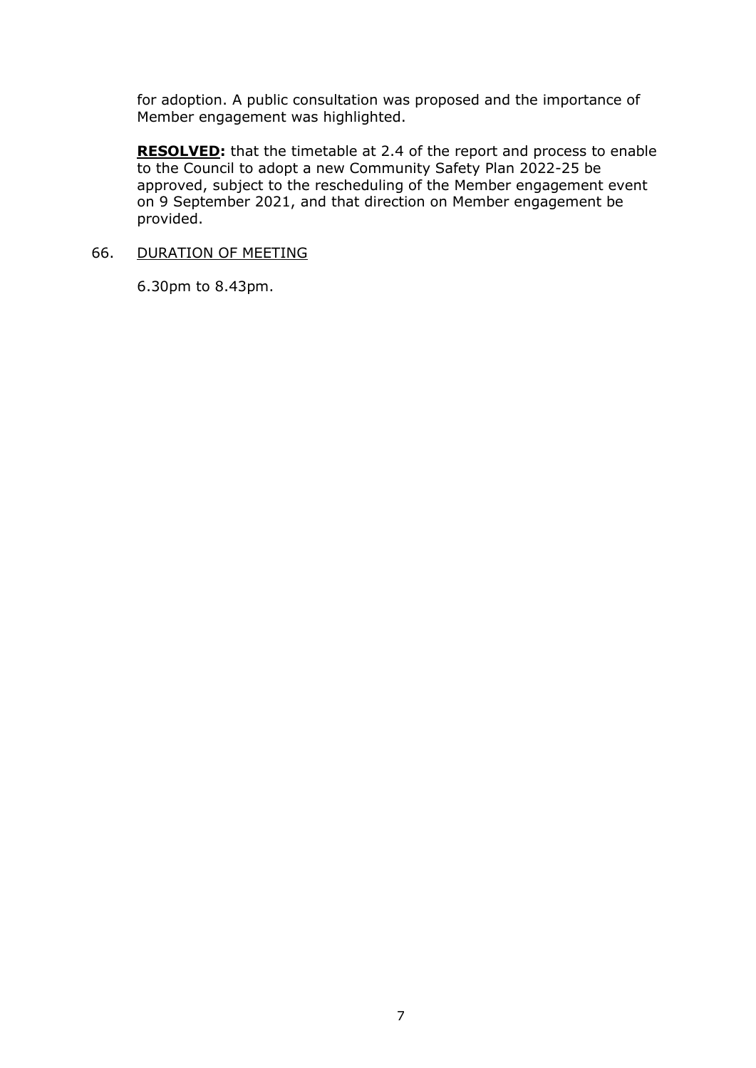for adoption. A public consultation was proposed and the importance of Member engagement was highlighted.

**RESOLVED:** that the timetable at 2.4 of the report and process to enable to the Council to adopt a new Community Safety Plan 2022-25 be approved, subject to the rescheduling of the Member engagement event on 9 September 2021, and that direction on Member engagement be provided.

66. DURATION OF MEETING

6.30pm to 8.43pm.